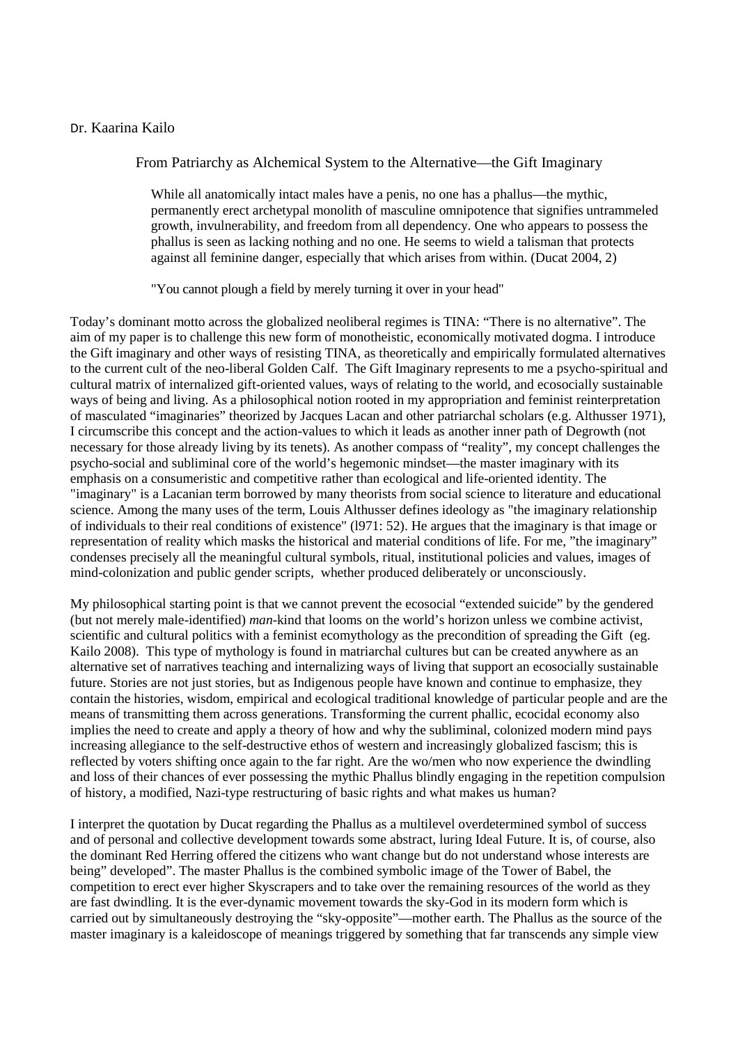Dr. Kaarina Kailo

## From Patriarchy as Alchemical System to the Alternative—the Gift Imaginary

> While all anatomically intact males have a penis, no one has a phallus—the mythic, permanently erect archetypal monolith of masculine omnipotence that signifies untrammeled growth, invulnerability, and freedom from all dependency. One who appears to possess the phallus is seen as lacking nothing and no one. He seems to wield a talisman that protects against all feminine danger, especially that which arises from within. (Ducat 2004, 2)

> "You cannot plough a field by merely turning it over in your head"

Today's dominant motto across the globalized neoliberal regimes is TINA: "There is no alternative". The aim of my paper is to challenge this new form of monotheistic, economically motivated dogma. I introduce the Gift imaginary and other ways of resisting TINA, as theoretically and empirically formulated alternatives to the current cult of the neo-liberal Golden Calf. The Gift Imaginary represents to me a psycho-spiritual and cultural matrix of internalized gift-oriented values, ways of relating to the world, and ecosocially sustainable ways of being and living. As a philosophical notion rooted in my appropriation and feminist reinterpretation of masculated "imaginaries" theorized by Jacques Lacan and other patriarchal scholars (e.g. Althusser 1971), I circumscribe this concept and the action-values to which it leads as another inner path of Degrowth (not necessary for those already living by its tenets). As another compass of "reality", my concept challenges the psycho-social and subliminal core of the world's hegemonic mindset—the master imaginary with its emphasis on a consumeristic and competitive rather than ecological and life-oriented identity. The "imaginary" is a Lacanian term borrowed by many theorists from social science to literature and educational science. Among the many uses of the term, Louis Althusser defines ideology as "the imaginary relationship of individuals to their real conditions of existence" (l971: 52). He argues that the imaginary is that image or representation of reality which masks the historical and material conditions of life. For me, "the imaginary" condenses precisely all the meaningful cultural symbols, ritual, institutional policies and values, images of mind-colonization and public gender scripts, whether produced deliberately or unconsciously.

My philosophical starting point is that we cannot prevent the ecosocial "extended suicide" by the gendered (but not merely male-identified) *man*-kind that looms on the world's horizon unless we combine activist, scientific and cultural politics with a feminist ecomythology as the precondition of spreading the Gift (eg. Kailo 2008). This type of mythology is found in matriarchal cultures but can be created anywhere as an alternative set of narratives teaching and internalizing ways of living that support an ecosocially sustainable future. Stories are not just stories, but as Indigenous people have known and continue to emphasize, they contain the histories, wisdom, empirical and ecological traditional knowledge of particular people and are the means of transmitting them across generations. Transforming the current phallic, ecocidal economy also implies the need to create and apply a theory of how and why the subliminal, colonized modern mind pays increasing allegiance to the self-destructive ethos of western and increasingly globalized fascism; this is reflected by voters shifting once again to the far right. Are the wo/men who now experience the dwindling and loss of their chances of ever possessing the mythic Phallus blindly engaging in the repetition compulsion of history, a modified, Nazi-type restructuring of basic rights and what makes us human?

I interpret the quotation by Ducat regarding the Phallus as a multilevel overdetermined symbol of success and of personal and collective development towards some abstract, luring Ideal Future. It is, of course, also the dominant Red Herring offered the citizens who want change but do not understand whose interests are being" developed". The master Phallus is the combined symbolic image of the Tower of Babel, the competition to erect ever higher Skyscrapers and to take over the remaining resources of the world as they are fast dwindling. It is the ever-dynamic movement towards the sky-God in its modern form which is carried out by simultaneously destroying the "sky-opposite"—mother earth. The Phallus as the source of the master imaginary is a kaleidoscope of meanings triggered by something that far transcends any simple view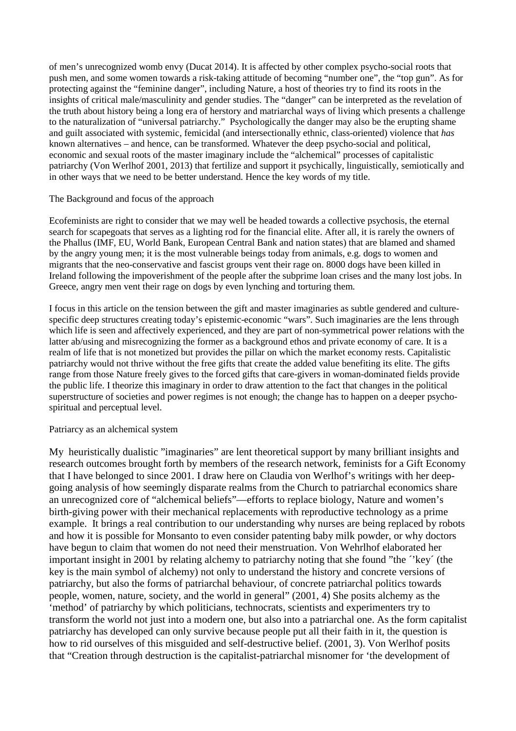of men's unrecognized womb envy (Ducat 2014). It is affected by other complex psycho-social roots that push men, and some women towards a risk-taking attitude of becoming "number one", the "top gun". As for protecting against the "feminine danger", including Nature, a host of theories try to find its roots in the insights of critical male/masculinity and gender studies. The "danger" can be interpreted as the revelation of the truth about history being a long era of herstory and matriarchal ways of living which presents a challenge to the naturalization of "universal patriarchy." Psychologically the danger may also be the erupting shame and guilt associated with systemic, femicidal (and intersectionally ethnic, class-oriented) violence that *has* known alternatives – and hence, can be transformed. Whatever the deep psycho-social and political, economic and sexual roots of the master imaginary include the "alchemical" processes of capitalistic patriarchy (Von Werlhof 2001, 2013) that fertilize and support it psychically, linguistically, semiotically and in other ways that we need to be better understand. Hence the key words of my title.

The Background and focus of the approach

Ecofeminists are right to consider that we may well be headed towards a collective psychosis, the eternal search for scapegoats that serves as a lighting rod for the financial elite. After all, it is rarely the owners of the Phallus (IMF, EU, World Bank, European Central Bank and nation states) that are blamed and shamed by the angry young men; it is the most vulnerable beings today from animals, e.g. dogs to women and migrants that the neo-conservative and fascist groups vent their rage on. 8000 dogs have been killed in Ireland following the impoverishment of the people after the subprime loan crises and the many lost jobs. In Greece, angry men vent their rage on dogs by even lynching and torturing them.

I focus in this article on the tension between the gift and master imaginaries as subtle gendered and culture-specific deep structures creating today's epistemic-economic "wars". Such imaginaries are the lens through which life is seen and affectively experienced, and they are part of non-symmetrical power relations with the latter ab/using and misrecognizing the former as a background ethos and private economy of care. It is a realm of life that is not monetized but provides the pillar on which the market economy rests. Capitalistic patriarchy would not thrive without the free gifts that create the added value benefiting its elite. The gifts range from those Nature freely gives to the forced gifts that care-givers in woman-dominated fields provide the public life. I theorize this imaginary in order to draw attention to the fact that changes in the political superstructure of societies and power regimes is not enough; the change has to happen on a deeper psycho-spiritual and perceptual level.

Patriarcy as an alchemical system

My heuristically dualistic "imaginaries" are lent theoretical support by many brilliant insights and research outcomes brought forth by members of the research network, feminists for a Gift Economy that I have belonged to since 2001. I draw here on Claudia von Werlhof's writings with her deep-going analysis of how seemingly disparate realms from the Church to patriarchal economics share an unrecognized core of "alchemical beliefs"—efforts to replace biology, Nature and women's birth-giving power with their mechanical replacements with reproductive technology as a prime example. It brings a real contribution to our understanding why nurses are being replaced by robots and how it is possible for Monsanto to even consider patenting baby milk powder, or why doctors have begun to claim that women do not need their menstruation. Von Wehrlhof elaborated her important insight in 2001 by relating alchemy to patriarchy noting that she found "the ´'key´ (the key is the main symbol of alchemy) not only to understand the history and concrete versions of patriarchy, but also the forms of patriarchal behaviour, of concrete patriarchal politics towards people, women, nature, society, and the world in general" (2001, 4) She posits alchemy as the 'method' of patriarchy by which politicians, technocrats, scientists and experimenters try to transform the world not just into a modern one, but also into a patriarchal one. As the form capitalist patriarchy has developed can only survive because people put all their faith in it, the question is how to rid ourselves of this misguided and self-destructive belief. (2001, 3). Von Werlhof posits that "Creation through destruction is the capitalist-patriarchal misnomer for 'the development of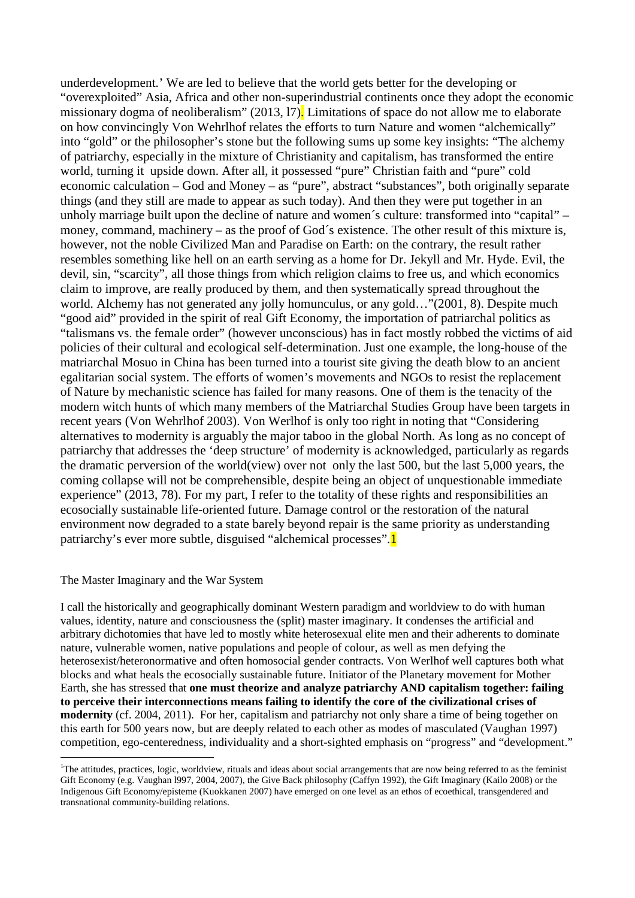underdevelopment.' We are led to believe that the world gets better for the developing or "overexploited" Asia, Africa and other non-superindustrial continents once they adopt the economic missionary dogma of neoliberalism" (2013, l7). Limitations of space do not allow me to elaborate on how convincingly Von Wehrlhof relates the efforts to turn Nature and women "alchemically" into "gold" or the philosopher's stone but the following sums up some key insights: "The alchemy of patriarchy, especially in the mixture of Christianity and capitalism, has transformed the entire world, turning it upside down. After all, it possessed "pure" Christian faith and "pure" cold economic calculation – God and Money – as "pure", abstract "substances", both originally separate things (and they still are made to appear as such today). And then they were put together in an unholy marriage built upon the decline of nature and women´s culture: transformed into "capital" – money, command, machinery – as the proof of God´s existence. The other result of this mixture is, however, not the noble Civilized Man and Paradise on Earth: on the contrary, the result rather resembles something like hell on an earth serving as a home for Dr. Jekyll and Mr. Hyde. Evil, the devil, sin, "scarcity", all those things from which religion claims to free us, and which economics claim to improve, are really produced by them, and then systematically spread throughout the world. Alchemy has not generated any jolly homunculus, or any gold…"(2001, 8). Despite much "good aid" provided in the spirit of real Gift Economy, the importation of patriarchal politics as "talismans vs. the female order" (however unconscious) has in fact mostly robbed the victims of aid policies of their cultural and ecological self-determination. Just one example, the long-house of the matriarchal Mosuo in China has been turned into a tourist site giving the death blow to an ancient egalitarian social system. The efforts of women's movements and NGOs to resist the replacement of Nature by mechanistic science has failed for many reasons. One of them is the tenacity of the modern witch hunts of which many members of the Matriarchal Studies Group have been targets in recent years (Von Wehrlhof 2003). Von Werlhof is only too right in noting that "Considering alternatives to modernity is arguably the major taboo in the global North. As long as no concept of patriarchy that addresses the 'deep structure' of modernity is acknowledged, particularly as regards the dramatic perversion of the world(view) over not only the last 500, but the last 5,000 years, the coming collapse will not be comprehensible, despite being an object of unquestionable immediate experience" (2013, 78). For my part, I refer to the totality of these rights and responsibilities an ecosocially sustainable life-oriented future. Damage control or the restoration of the natural environment now degraded to a state barely beyond repair is the same priority as understanding patriarchy's ever more subtle, disguised "alchemical processes".[1]

## The Master Imaginary and the War System

I call the historically and geographically dominant Western paradigm and worldview to do with human values, identity, nature and consciousness the (split) master imaginary. It condenses the artificial and arbitrary dichotomies that have led to mostly white heterosexual elite men and their adherents to dominate nature, vulnerable women, native populations and people of colour, as well as men defying the heterosexist/heteronormative and often homosocial gender contracts. Von Werlhof well captures both what blocks and what heals the ecosocially sustainable future. Initiator of the Planetary movement for Mother Earth, she has stressed that **one must theorize and analyze patriarchy AND capitalism together: failing to perceive their interconnections means failing to identify the core of the civilizational crises of modernity** (cf. 2004, 2011). For her, capitalism and patriarchy not only share a time of being together on this earth for 500 years now, but are deeply related to each other as modes of masculated (Vaughan 1997) competition, ego-centeredness, individuality and a short-sighted emphasis on "progress" and "development."

[1] The attitudes, practices, logic, worldview, rituals and ideas about social arrangements that are now being referred to as the feminist Gift Economy (e.g. Vaughan l997, 2004, 2007), the Give Back philosophy (Caffyn 1992), the Gift Imaginary (Kailo 2008) or the Indigenous Gift Economy/episteme (Kuokkanen 2007) have emerged on one level as an ethos of ecoethical, transgendered and transnational community-building relations.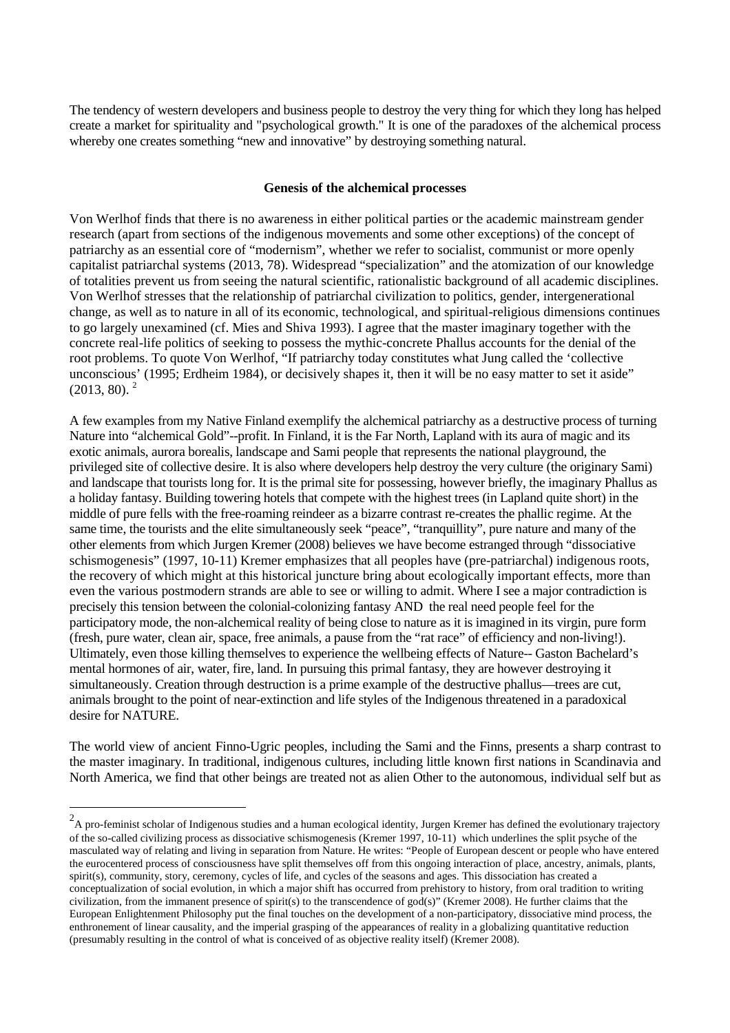The tendency of western developers and business people to destroy the very thing for which they long has helped create a market for spirituality and "psychological growth." It is one of the paradoxes of the alchemical process whereby one creates something "new and innovative" by destroying something natural.

**Genesis of the alchemical processes**

Von Werlhof finds that there is no awareness in either political parties or the academic mainstream gender research (apart from sections of the indigenous movements and some other exceptions) of the concept of patriarchy as an essential core of "modernism", whether we refer to socialist, communist or more openly capitalist patriarchal systems (2013, 78). Widespread "specialization" and the atomization of our knowledge of totalities prevent us from seeing the natural scientific, rationalistic background of all academic disciplines. Von Werlhof stresses that the relationship of patriarchal civilization to politics, gender, intergenerational change, as well as to nature in all of its economic, technological, and spiritual-religious dimensions continues to go largely unexamined (cf. Mies and Shiva 1993). I agree that the master imaginary together with the concrete real-life politics of seeking to possess the mythic-concrete Phallus accounts for the denial of the root problems. To quote Von Werlhof, "If patriarchy today constitutes what Jung called the 'collective unconscious' (1995; Erdheim 1984), or decisively shapes it, then it will be no easy matter to set it aside" (2013, 80). [2]

A few examples from my Native Finland exemplify the alchemical patriarchy as a destructive process of turning Nature into "alchemical Gold"--profit. In Finland, it is the Far North, Lapland with its aura of magic and its exotic animals, aurora borealis, landscape and Sami people that represents the national playground, the privileged site of collective desire. It is also where developers help destroy the very culture (the originary Sami) and landscape that tourists long for. It is the primal site for possessing, however briefly, the imaginary Phallus as a holiday fantasy. Building towering hotels that compete with the highest trees (in Lapland quite short) in the middle of pure fells with the free-roaming reindeer as a bizarre contrast re-creates the phallic regime. At the same time, the tourists and the elite simultaneously seek "peace", "tranquillity", pure nature and many of the other elements from which Jurgen Kremer (2008) believes we have become estranged through "dissociative schismogenesis" (1997, 10-11) Kremer emphasizes that all peoples have (pre-patriarchal) indigenous roots, the recovery of which might at this historical juncture bring about ecologically important effects, more than even the various postmodern strands are able to see or willing to admit. Where I see a major contradiction is precisely this tension between the colonial-colonizing fantasy AND the real need people feel for the participatory mode, the non-alchemical reality of being close to nature as it is imagined in its virgin, pure form (fresh, pure water, clean air, space, free animals, a pause from the "rat race" of efficiency and non-living!). Ultimately, even those killing themselves to experience the wellbeing effects of Nature-- Gaston Bachelard's mental hormones of air, water, fire, land. In pursuing this primal fantasy, they are however destroying it simultaneously. Creation through destruction is a prime example of the destructive phallus—trees are cut, animals brought to the point of near-extinction and life styles of the Indigenous threatened in a paradoxical desire for NATURE.

The world view of ancient Finno-Ugric peoples, including the Sami and the Finns, presents a sharp contrast to the master imaginary. In traditional, indigenous cultures, including little known first nations in Scandinavia and North America, we find that other beings are treated not as alien Other to the autonomous, individual self but as

[2] A pro-feminist scholar of Indigenous studies and a human ecological identity, Jurgen Kremer has defined the evolutionary trajectory of the so-called civilizing process as dissociative schismogenesis (Kremer 1997, 10-11) which underlines the split psyche of the masculated way of relating and living in separation from Nature. He writes: "People of European descent or people who have entered the eurocentered process of consciousness have split themselves off from this ongoing interaction of place, ancestry, animals, plants, spirit(s), community, story, ceremony, cycles of life, and cycles of the seasons and ages. This dissociation has created a conceptualization of social evolution, in which a major shift has occurred from prehistory to history, from oral tradition to writing civilization, from the immanent presence of spirit(s) to the transcendence of god(s)" (Kremer 2008). He further claims that the European Enlightenment Philosophy put the final touches on the development of a non-participatory, dissociative mind process, the enthronement of linear causality, and the imperial grasping of the appearances of reality in a globalizing quantitative reduction (presumably resulting in the control of what is conceived of as objective reality itself) (Kremer 2008).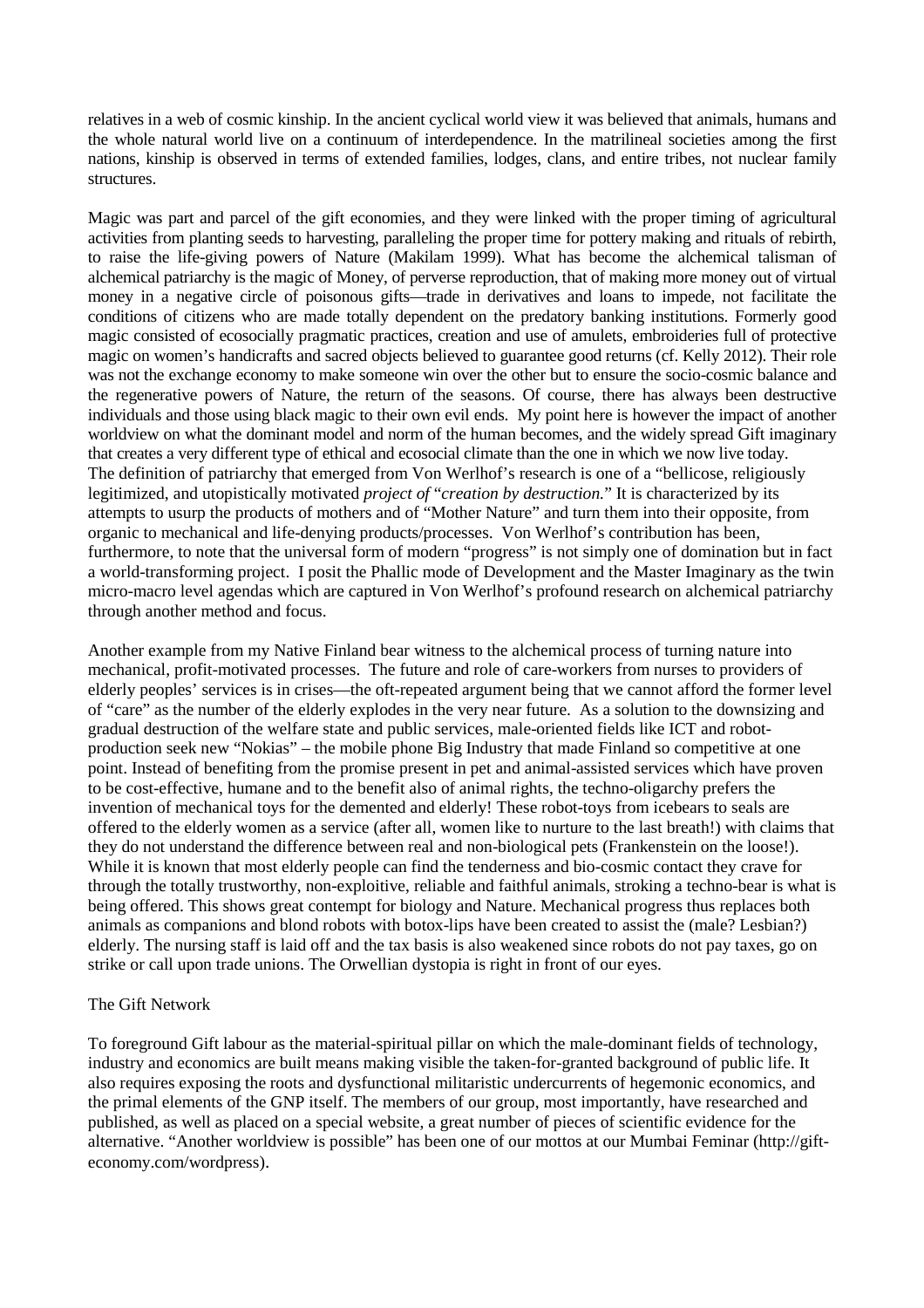relatives in a web of cosmic kinship. In the ancient cyclical world view it was believed that animals, humans and the whole natural world live on a continuum of interdependence. In the matrilineal societies among the first nations, kinship is observed in terms of extended families, lodges, clans, and entire tribes, not nuclear family structures.

Magic was part and parcel of the gift economies, and they were linked with the proper timing of agricultural activities from planting seeds to harvesting, paralleling the proper time for pottery making and rituals of rebirth, to raise the life-giving powers of Nature (Makilam 1999). What has become the alchemical talisman of alchemical patriarchy is the magic of Money, of perverse reproduction, that of making more money out of virtual money in a negative circle of poisonous gifts—trade in derivatives and loans to impede, not facilitate the conditions of citizens who are made totally dependent on the predatory banking institutions. Formerly good magic consisted of ecosocially pragmatic practices, creation and use of amulets, embroideries full of protective magic on women's handicrafts and sacred objects believed to guarantee good returns (cf. Kelly 2012). Their role was not the exchange economy to make someone win over the other but to ensure the socio-cosmic balance and the regenerative powers of Nature, the return of the seasons. Of course, there has always been destructive individuals and those using black magic to their own evil ends. My point here is however the impact of another worldview on what the dominant model and norm of the human becomes, and the widely spread Gift imaginary that creates a very different type of ethical and ecosocial climate than the one in which we now live today.
The definition of patriarchy that emerged from Von Werlhof's research is one of a "bellicose, religiously legitimized, and utopistically motivated *project of "creation by destruction.*" It is characterized by its attempts to usurp the products of mothers and of "Mother Nature" and turn them into their opposite, from organic to mechanical and life-denying products/processes. Von Werlhof's contribution has been, furthermore, to note that the universal form of modern "progress" is not simply one of domination but in fact a world-transforming project. I posit the Phallic mode of Development and the Master Imaginary as the twin micro-macro level agendas which are captured in Von Werlhof's profound research on alchemical patriarchy through another method and focus.

Another example from my Native Finland bear witness to the alchemical process of turning nature into mechanical, profit-motivated processes. The future and role of care-workers from nurses to providers of elderly peoples' services is in crises—the oft-repeated argument being that we cannot afford the former level of "care" as the number of the elderly explodes in the very near future. As a solution to the downsizing and gradual destruction of the welfare state and public services, male-oriented fields like ICT and robot-production seek new "Nokias" – the mobile phone Big Industry that made Finland so competitive at one point. Instead of benefiting from the promise present in pet and animal-assisted services which have proven to be cost-effective, humane and to the benefit also of animal rights, the techno-oligarchy prefers the invention of mechanical toys for the demented and elderly! These robot-toys from icebears to seals are offered to the elderly women as a service (after all, women like to nurture to the last breath!) with claims that they do not understand the difference between real and non-biological pets (Frankenstein on the loose!). While it is known that most elderly people can find the tenderness and bio-cosmic contact they crave for through the totally trustworthy, non-exploitive, reliable and faithful animals, stroking a techno-bear is what is being offered. This shows great contempt for biology and Nature. Mechanical progress thus replaces both animals as companions and blond robots with botox-lips have been created to assist the (male? Lesbian?) elderly. The nursing staff is laid off and the tax basis is also weakened since robots do not pay taxes, go on strike or call upon trade unions. The Orwellian dystopia is right in front of our eyes.

## The Gift Network

To foreground Gift labour as the material-spiritual pillar on which the male-dominant fields of technology, industry and economics are built means making visible the taken-for-granted background of public life. It also requires exposing the roots and dysfunctional militaristic undercurrents of hegemonic economics, and the primal elements of the GNP itself. The members of our group, most importantly, have researched and published, as well as placed on a special website, a great number of pieces of scientific evidence for the alternative. "Another worldview is possible" has been one of our mottos at our Mumbai Feminar (http://gift-economy.com/wordpress).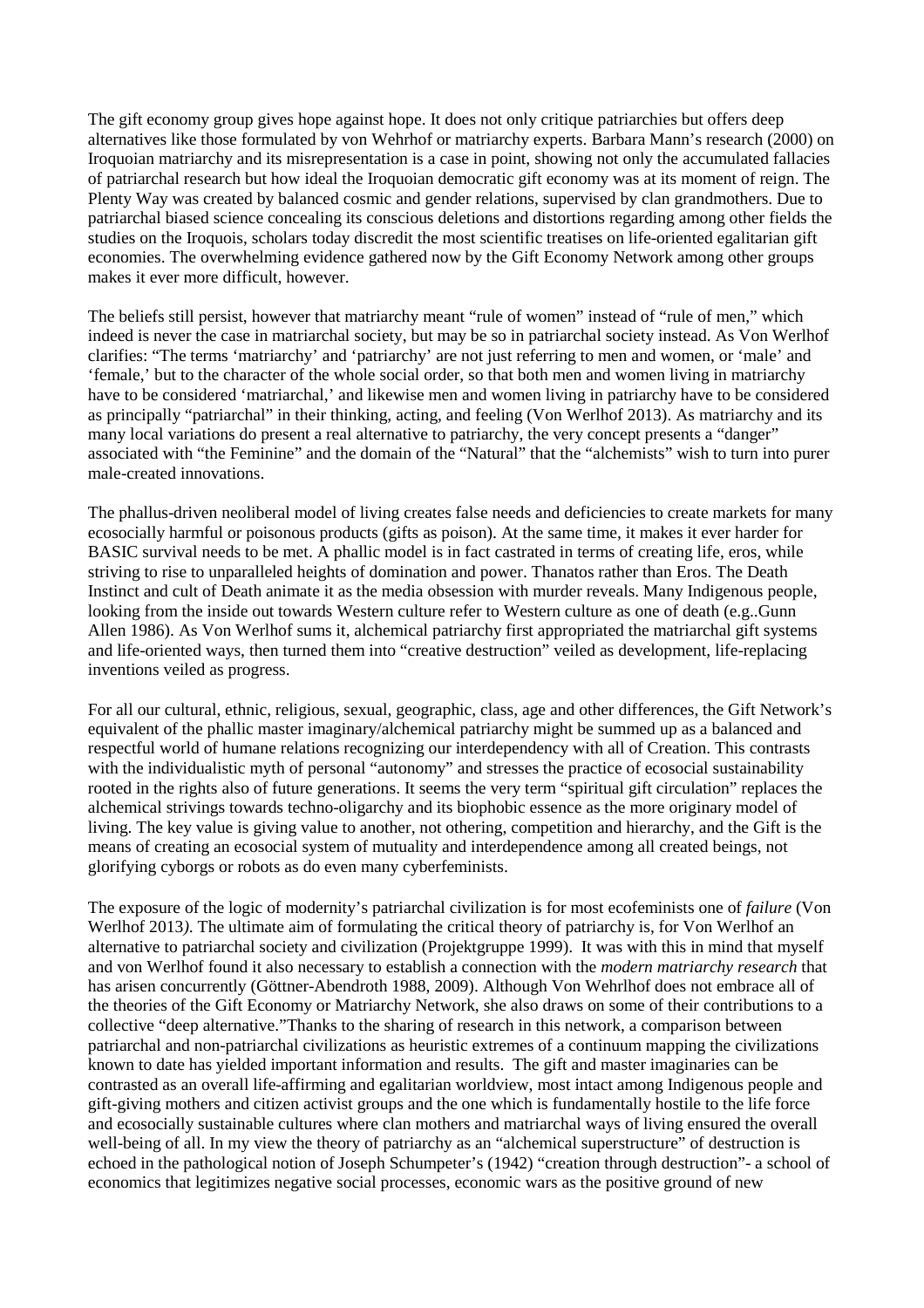The gift economy group gives hope against hope. It does not only critique patriarchies but offers deep alternatives like those formulated by von Wehrhof or matriarchy experts. Barbara Mann's research (2000) on Iroquoian matriarchy and its misrepresentation is a case in point, showing not only the accumulated fallacies of patriarchal research but how ideal the Iroquoian democratic gift economy was at its moment of reign. The Plenty Way was created by balanced cosmic and gender relations, supervised by clan grandmothers. Due to patriarchal biased science concealing its conscious deletions and distortions regarding among other fields the studies on the Iroquois, scholars today discredit the most scientific treatises on life-oriented egalitarian gift economies. The overwhelming evidence gathered now by the Gift Economy Network among other groups makes it ever more difficult, however.

The beliefs still persist, however that matriarchy meant "rule of women" instead of "rule of men," which indeed is never the case in matriarchal society, but may be so in patriarchal society instead. As Von Werlhof clarifies: "The terms 'matriarchy' and 'patriarchy' are not just referring to men and women, or 'male' and 'female,' but to the character of the whole social order, so that both men and women living in matriarchy have to be considered 'matriarchal,' and likewise men and women living in patriarchy have to be considered as principally "patriarchal" in their thinking, acting, and feeling (Von Werlhof 2013). As matriarchy and its many local variations do present a real alternative to patriarchy, the very concept presents a "danger" associated with "the Feminine" and the domain of the "Natural" that the "alchemists" wish to turn into purer male-created innovations.

The phallus-driven neoliberal model of living creates false needs and deficiencies to create markets for many ecosocially harmful or poisonous products (gifts as poison). At the same time, it makes it ever harder for BASIC survival needs to be met. A phallic model is in fact castrated in terms of creating life, eros, while striving to rise to unparalleled heights of domination and power. Thanatos rather than Eros. The Death Instinct and cult of Death animate it as the media obsession with murder reveals. Many Indigenous people, looking from the inside out towards Western culture refer to Western culture as one of death (e.g..Gunn Allen 1986). As Von Werlhof sums it, alchemical patriarchy first appropriated the matriarchal gift systems and life-oriented ways, then turned them into "creative destruction" veiled as development, life-replacing inventions veiled as progress.

For all our cultural, ethnic, religious, sexual, geographic, class, age and other differences, the Gift Network's equivalent of the phallic master imaginary/alchemical patriarchy might be summed up as a balanced and respectful world of humane relations recognizing our interdependency with all of Creation. This contrasts with the individualistic myth of personal "autonomy" and stresses the practice of ecosocial sustainability rooted in the rights also of future generations. It seems the very term "spiritual gift circulation" replaces the alchemical strivings towards techno-oligarchy and its biophobic essence as the more originary model of living. The key value is giving value to another, not othering, competition and hierarchy, and the Gift is the means of creating an ecosocial system of mutuality and interdependence among all created beings, not glorifying cyborgs or robots as do even many cyberfeminists.

The exposure of the logic of modernity's patriarchal civilization is for most ecofeminists one of *failure* (Von Werlhof 2013*)*. The ultimate aim of formulating the critical theory of patriarchy is, for Von Werlhof an alternative to patriarchal society and civilization (Projektgruppe 1999). It was with this in mind that myself and von Werlhof found it also necessary to establish a connection with the *modern matriarchy research* that has arisen concurrently (Göttner-Abendroth 1988, 2009). Although Von Wehrlhof does not embrace all of the theories of the Gift Economy or Matriarchy Network, she also draws on some of their contributions to a collective "deep alternative."Thanks to the sharing of research in this network, a comparison between patriarchal and non-patriarchal civilizations as heuristic extremes of a continuum mapping the civilizations known to date has yielded important information and results. The gift and master imaginaries can be contrasted as an overall life-affirming and egalitarian worldview, most intact among Indigenous people and gift-giving mothers and citizen activist groups and the one which is fundamentally hostile to the life force and ecosocially sustainable cultures where clan mothers and matriarchal ways of living ensured the overall well-being of all. In my view the theory of patriarchy as an "alchemical superstructure" of destruction is echoed in the pathological notion of Joseph Schumpeter's (1942) "creation through destruction"- a school of economics that legitimizes negative social processes, economic wars as the positive ground of new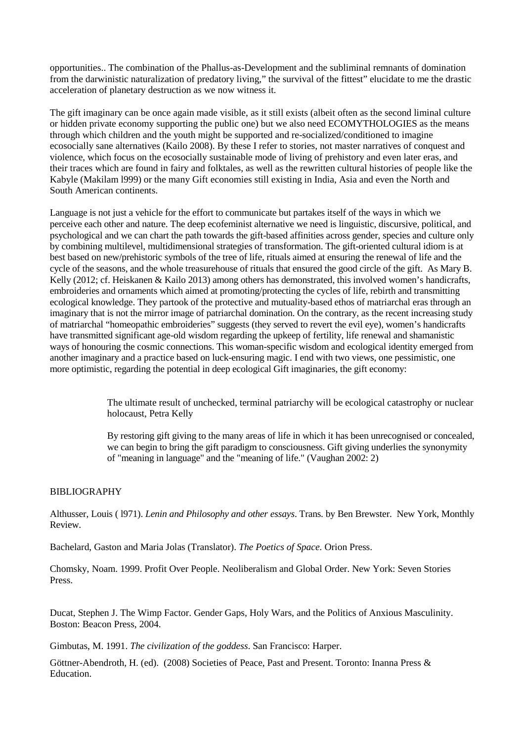opportunities.. The combination of the Phallus-as-Development and the subliminal remnants of domination from the darwinistic naturalization of predatory living," the survival of the fittest" elucidate to me the drastic acceleration of planetary destruction as we now witness it.

The gift imaginary can be once again made visible, as it still exists (albeit often as the second liminal culture or hidden private economy supporting the public one) but we also need ECOMYTHOLOGIES as the means through which children and the youth might be supported and re-socialized/conditioned to imagine ecosocially sane alternatives (Kailo 2008). By these I refer to stories, not master narratives of conquest and violence, which focus on the ecosocially sustainable mode of living of prehistory and even later eras, and their traces which are found in fairy and folktales, as well as the rewritten cultural histories of people like the Kabyle (Makilam l999) or the many Gift economies still existing in India, Asia and even the North and South American continents.

Language is not just a vehicle for the effort to communicate but partakes itself of the ways in which we perceive each other and nature. The deep ecofeminist alternative we need is linguistic, discursive, political, and psychological and we can chart the path towards the gift-based affinities across gender, species and culture only by combining multilevel, multidimensional strategies of transformation. The gift-oriented cultural idiom is at best based on new/prehistoric symbols of the tree of life, rituals aimed at ensuring the renewal of life and the cycle of the seasons, and the whole treasurehouse of rituals that ensured the good circle of the gift. As Mary B. Kelly (2012; cf. Heiskanen & Kailo 2013) among others has demonstrated, this involved women's handicrafts, embroideries and ornaments which aimed at promoting/protecting the cycles of life, rebirth and transmitting ecological knowledge. They partook of the protective and mutuality-based ethos of matriarchal eras through an imaginary that is not the mirror image of patriarchal domination. On the contrary, as the recent increasing study of matriarchal "homeopathic embroideries" suggests (they served to revert the evil eye), women's handicrafts have transmitted significant age-old wisdom regarding the upkeep of fertility, life renewal and shamanistic ways of honouring the cosmic connections. This woman-specific wisdom and ecological identity emerged from another imaginary and a practice based on luck-ensuring magic. I end with two views, one pessimistic, one more optimistic, regarding the potential in deep ecological Gift imaginaries, the gift economy:

> The ultimate result of unchecked, terminal patriarchy will be ecological catastrophe or nuclear holocaust, Petra Kelly

> By restoring gift giving to the many areas of life in which it has been unrecognised or concealed, we can begin to bring the gift paradigm to consciousness. Gift giving underlies the synonymity of "meaning in language" and the "meaning of life." (Vaughan 2002: 2)

## BIBLIOGRAPHY

Althusser, Louis ( l971). *Lenin and Philosophy and other essays*. Trans. by Ben Brewster. New York, Monthly Review.

Bachelard, Gaston and Maria Jolas (Translator). *The Poetics of Space.* Orion Press.

Chomsky, Noam. 1999. Profit Over People. Neoliberalism and Global Order. New York: Seven Stories Press.

Ducat, Stephen J. The Wimp Factor. Gender Gaps, Holy Wars, and the Politics of Anxious Masculinity. Boston: Beacon Press, 2004.

Gimbutas, M. 1991. *The civilization of the goddess*. San Francisco: Harper.

Göttner-Abendroth, H. (ed). (2008) Societies of Peace, Past and Present. Toronto: Inanna Press & Education.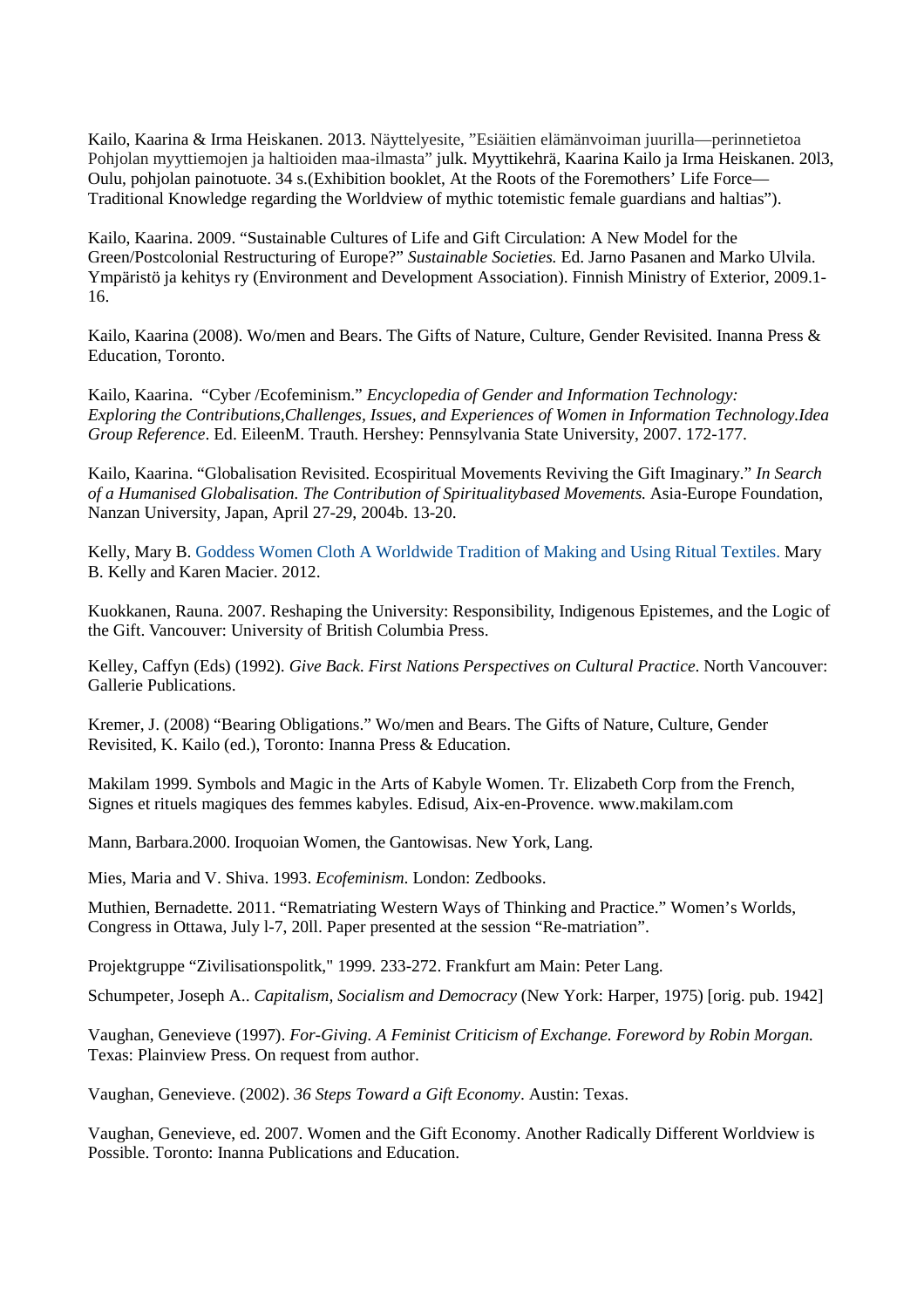Kailo, Kaarina & Irma Heiskanen. 2013. Näyttelyesite, "Esiäitien elämänvoiman juurilla—perinnetietoa Pohjolan myyttiemojen ja haltioiden maa-ilmasta" julk. Myyttikehrä, Kaarina Kailo ja Irma Heiskanen. 20l3, Oulu, pohjolan painotuote. 34 s.(Exhibition booklet, At the Roots of the Foremothers' Life Force—Traditional Knowledge regarding the Worldview of mythic totemistic female guardians and haltias").

Kailo, Kaarina. 2009. "Sustainable Cultures of Life and Gift Circulation: A New Model for the Green/Postcolonial Restructuring of Europe?" *Sustainable Societies.* Ed. Jarno Pasanen and Marko Ulvila. Ympäristö ja kehitys ry (Environment and Development Association). Finnish Ministry of Exterior, 2009.1-16.

Kailo, Kaarina (2008). Wo/men and Bears. The Gifts of Nature, Culture, Gender Revisited. Inanna Press & Education, Toronto.

Kailo, Kaarina. "Cyber /Ecofeminism." *Encyclopedia of Gender and Information Technology: Exploring the Contributions,Challenges, Issues, and Experiences of Women in Information Technology.Idea Group Reference*. Ed. EileenM. Trauth. Hershey: Pennsylvania State University, 2007. 172-177.

Kailo, Kaarina. "Globalisation Revisited. Ecospiritual Movements Reviving the Gift Imaginary." *In Search of a Humanised Globalisation. The Contribution of Spiritualitybased Movements.* Asia-Europe Foundation, Nanzan University, Japan, April 27-29, 2004b. 13-20.

Kelly, Mary B. Goddess Women Cloth A Worldwide Tradition of Making and Using Ritual Textiles. Mary B. Kelly and Karen Macier. 2012.

Kuokkanen, Rauna. 2007. Reshaping the University: Responsibility, Indigenous Epistemes, and the Logic of the Gift. Vancouver: University of British Columbia Press.

Kelley, Caffyn (Eds) (1992). *Give Back. First Nations Perspectives on Cultural Practice*. North Vancouver: Gallerie Publications.

Kremer, J. (2008) "Bearing Obligations." Wo/men and Bears. The Gifts of Nature, Culture, Gender Revisited, K. Kailo (ed.), Toronto: Inanna Press & Education.

Makilam 1999. Symbols and Magic in the Arts of Kabyle Women. Tr. Elizabeth Corp from the French, Signes et rituels magiques des femmes kabyles. Edisud, Aix-en-Provence. www.makilam.com

Mann, Barbara.2000. Iroquoian Women, the Gantowisas. New York, Lang.

Mies, Maria and V. Shiva. 1993. *Ecofeminism*. London: Zedbooks.

Muthien, Bernadette. 2011. "Rematriating Western Ways of Thinking and Practice." Women's Worlds, Congress in Ottawa, July l-7, 20ll. Paper presented at the session "Re-matriation".

Projektgruppe "Zivilisationspolitk," 1999. 233-272. Frankfurt am Main: Peter Lang.

Schumpeter, Joseph A.. *Capitalism, Socialism and Democracy* (New York: Harper, 1975) [orig. pub. 1942]

Vaughan, Genevieve (1997). *For-Giving. A Feminist Criticism of Exchange. Foreword by Robin Morgan.* Texas: Plainview Press. On request from author.

Vaughan, Genevieve. (2002). *36 Steps Toward a Gift Economy*. Austin: Texas.

Vaughan, Genevieve, ed. 2007. Women and the Gift Economy. Another Radically Different Worldview is Possible. Toronto: Inanna Publications and Education.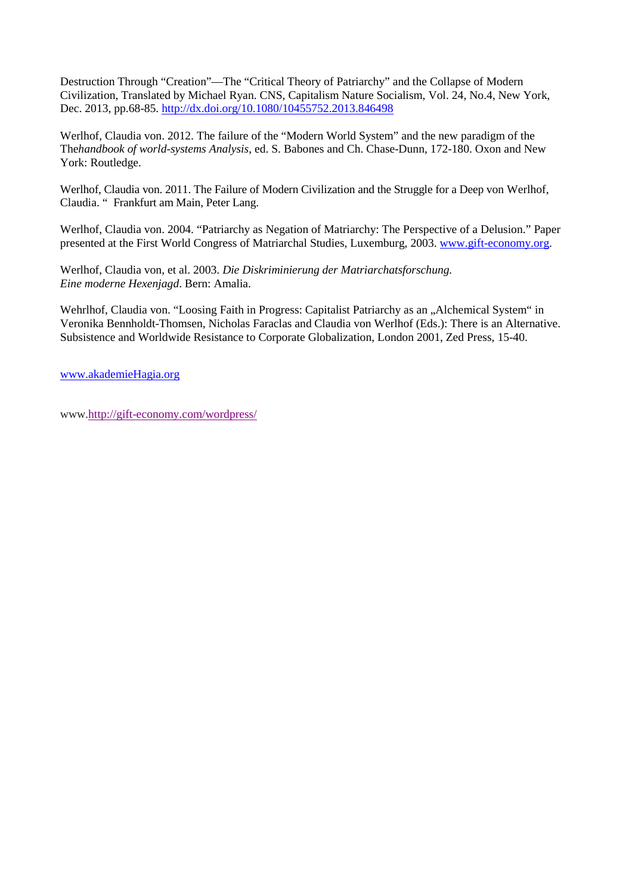Destruction Through "Creation"—The "Critical Theory of Patriarchy" and the Collapse of Modern Civilization, Translated by Michael Ryan. CNS, Capitalism Nature Socialism, Vol. 24, No.4, New York, Dec. 2013, pp.68-85. http://dx.doi.org/10.1080/10455752.2013.846498

Werlhof, Claudia von. 2012. The failure of the "Modern World System" and the new paradigm of the The*handbook of world-systems Analysis*, ed. S. Babones and Ch. Chase-Dunn, 172-180. Oxon and New York: Routledge.

Werlhof, Claudia von. 2011. The Failure of Modern Civilization and the Struggle for a Deep von Werlhof, Claudia. " Frankfurt am Main, Peter Lang.

Werlhof, Claudia von. 2004. "Patriarchy as Negation of Matriarchy: The Perspective of a Delusion." Paper presented at the First World Congress of Matriarchal Studies, Luxemburg, 2003. www.gift-economy.org.

Werlhof, Claudia von, et al. 2003. *Die Diskriminierung der Matriarchatsforschung. Eine moderne Hexenjagd*. Bern: Amalia.

Wehrlhof, Claudia von. "Loosing Faith in Progress: Capitalist Patriarchy as an „Alchemical System" in Veronika Bennholdt-Thomsen, Nicholas Faraclas and Claudia von Werlhof (Eds.): There is an Alternative. Subsistence and Worldwide Resistance to Corporate Globalization, London 2001, Zed Press, 15-40.

www.akademieHagia.org

www.http://gift-economy.com/wordpress/